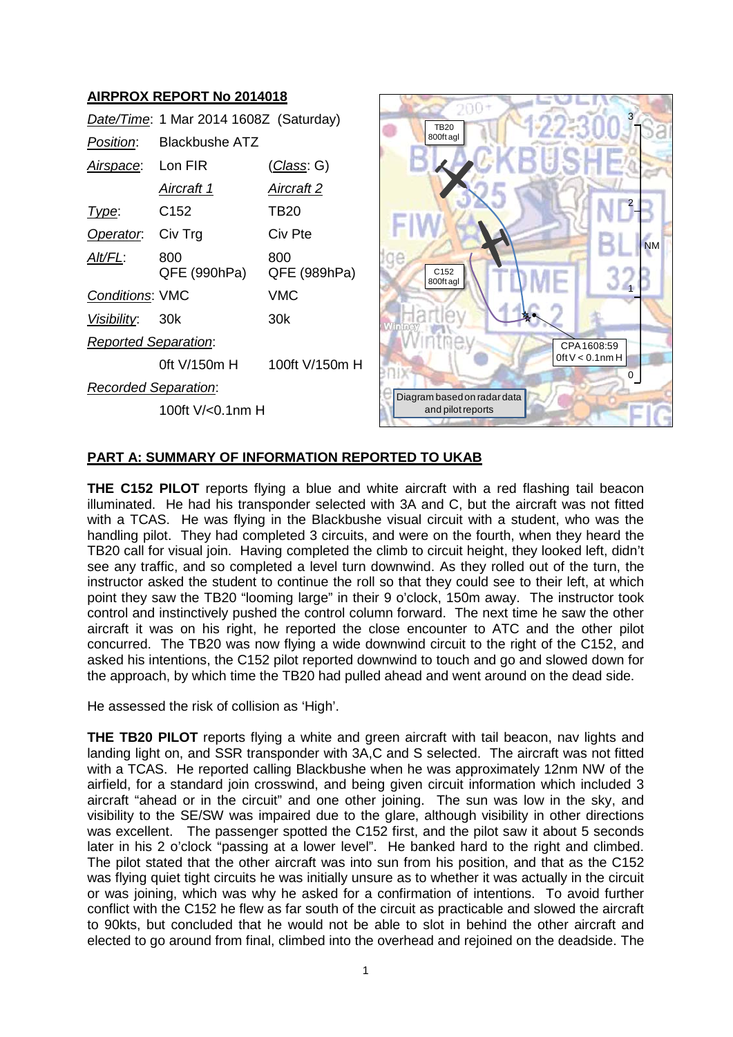## AIRPROX REPORT No 2014018

| | | |
|---|---|---|
| *Date/Time*: | 1 Mar 2014 1608Z (Saturday) | |
| *Position*: | Blackbushe ATZ | |
| *Airspace*: | Lon FIR | (*Class*: G) |
| | *Aircraft 1* | *Aircraft 2* |
| *Type*: | C152 | TB20 |
| *Operator*: | Civ Trg | Civ Pte |
| *Alt/FL*: | 800 QFE (990hPa) | 800 QFE (989hPa) |
| *Conditions*: | VMC | VMC |
| *Visibility*: | 30k | 30k |
| *Reported Separation*: | | |
| | 0ft V/150m H | 100ft V/150m H |
| *Recorded Separation*: | | |
| | 100ft V/<0.1nm H | |

TB20 800ft agl

C152 800ft agl

CPA 1608:59 0ft V < 0.1nm H

Diagram based on radar data and pilot reports

## PART A: SUMMARY OF INFORMATION REPORTED TO UKAB

**THE C152 PILOT** reports flying a blue and white aircraft with a red flashing tail beacon illuminated. He had his transponder selected with 3A and C, but the aircraft was not fitted with a TCAS. He was flying in the Blackbushe visual circuit with a student, who was the handling pilot. They had completed 3 circuits, and were on the fourth, when they heard the TB20 call for visual join. Having completed the climb to circuit height, they looked left, didn't see any traffic, and so completed a level turn downwind. As they rolled out of the turn, the instructor asked the student to continue the roll so that they could see to their left, at which point they saw the TB20 "looming large" in their 9 o'clock, 150m away. The instructor took control and instinctively pushed the control column forward. The next time he saw the other aircraft it was on his right, he reported the close encounter to ATC and the other pilot concurred. The TB20 was now flying a wide downwind circuit to the right of the C152, and asked his intentions, the C152 pilot reported downwind to touch and go and slowed down for the approach, by which time the TB20 had pulled ahead and went around on the dead side.

He assessed the risk of collision as 'High'.

**THE TB20 PILOT** reports flying a white and green aircraft with tail beacon, nav lights and landing light on, and SSR transponder with 3A,C and S selected. The aircraft was not fitted with a TCAS. He reported calling Blackbushe when he was approximately 12nm NW of the airfield, for a standard join crosswind, and being given circuit information which included 3 aircraft "ahead or in the circuit" and one other joining. The sun was low in the sky, and visibility to the SE/SW was impaired due to the glare, although visibility in other directions was excellent. The passenger spotted the C152 first, and the pilot saw it about 5 seconds later in his 2 o'clock "passing at a lower level". He banked hard to the right and climbed. The pilot stated that the other aircraft was into sun from his position, and that as the C152 was flying quiet tight circuits he was initially unsure as to whether it was actually in the circuit or was joining, which was why he asked for a confirmation of intentions. To avoid further conflict with the C152 he flew as far south of the circuit as practicable and slowed the aircraft to 90kts, but concluded that he would not be able to slot in behind the other aircraft and elected to go around from final, climbed into the overhead and rejoined on the deadside. The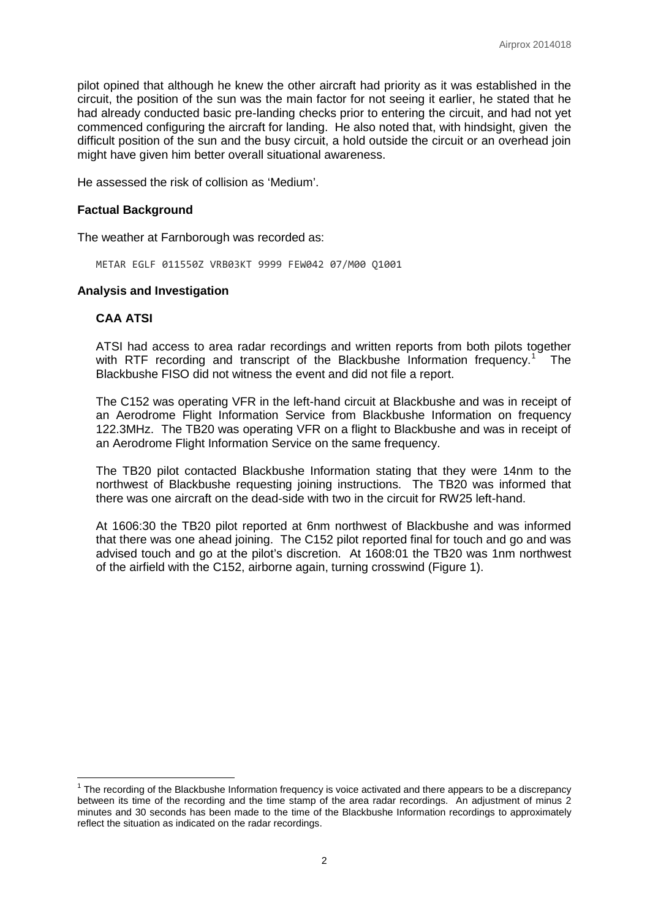pilot opined that although he knew the other aircraft had priority as it was established in the circuit, the position of the sun was the main factor for not seeing it earlier, he stated that he had already conducted basic pre-landing checks prior to entering the circuit, and had not yet commenced configuring the aircraft for landing. He also noted that, with hindsight, given the difficult position of the sun and the busy circuit, a hold outside the circuit or an overhead join might have given him better overall situational awareness.

He assessed the risk of collision as 'Medium'.

### Factual Background

The weather at Farnborough was recorded as:

```
METAR EGLF 011550Z VRB03KT 9999 FEW042 07/M00 Q1001
```

### Analysis and Investigation

#### CAA ATSI

ATSI had access to area radar recordings and written reports from both pilots together with RTF recording and transcript of the Blackbushe Information frequency.[1] The Blackbushe FISO did not witness the event and did not file a report.

The C152 was operating VFR in the left-hand circuit at Blackbushe and was in receipt of an Aerodrome Flight Information Service from Blackbushe Information on frequency 122.3MHz. The TB20 was operating VFR on a flight to Blackbushe and was in receipt of an Aerodrome Flight Information Service on the same frequency.

The TB20 pilot contacted Blackbushe Information stating that they were 14nm to the northwest of Blackbushe requesting joining instructions. The TB20 was informed that there was one aircraft on the dead-side with two in the circuit for RW25 left-hand.

At 1606:30 the TB20 pilot reported at 6nm northwest of Blackbushe and was informed that there was one ahead joining. The C152 pilot reported final for touch and go and was advised touch and go at the pilot's discretion. At 1608:01 the TB20 was 1nm northwest of the airfield with the C152, airborne again, turning crosswind (Figure 1).

[1] The recording of the Blackbushe Information frequency is voice activated and there appears to be a discrepancy between its time of the recording and the time stamp of the area radar recordings. An adjustment of minus 2 minutes and 30 seconds has been made to the time of the Blackbushe Information recordings to approximately reflect the situation as indicated on the radar recordings.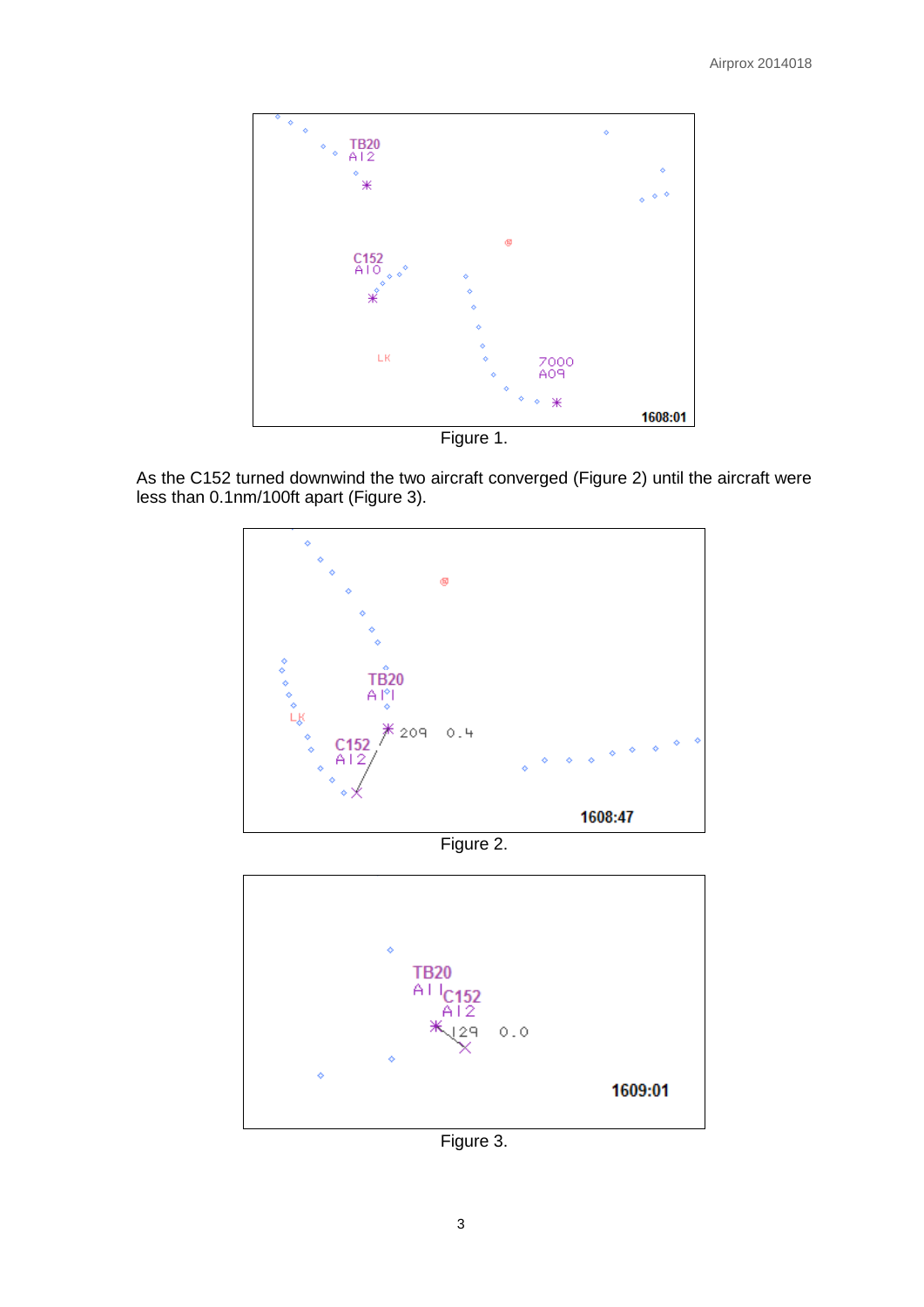Figure 1.

As the C152 turned downwind the two aircraft converged (Figure 2) until the aircraft were less than 0.1nm/100ft apart (Figure 3).

Figure 2.

Figure 3.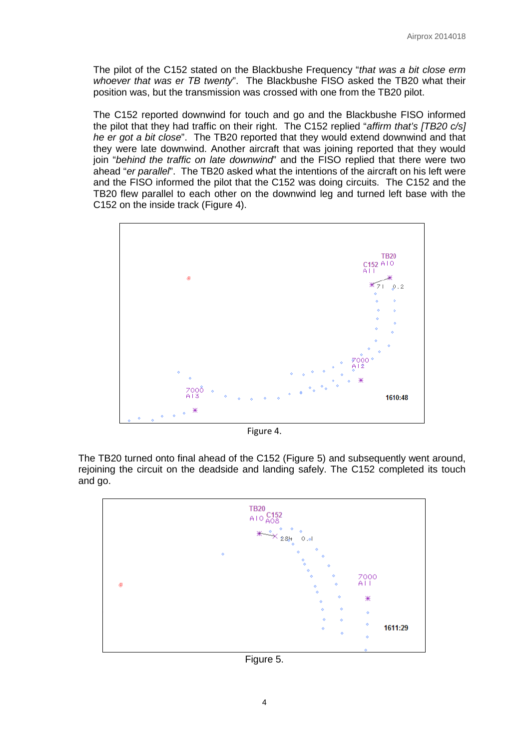The pilot of the C152 stated on the Blackbushe Frequency "*that was a bit close erm whoever that was er TB twenty*". The Blackbushe FISO asked the TB20 what their position was, but the transmission was crossed with one from the TB20 pilot.

The C152 reported downwind for touch and go and the Blackbushe FISO informed the pilot that they had traffic on their right. The C152 replied "*affirm that's [TB20 c/s] he er got a bit close*". The TB20 reported that they would extend downwind and that they were late downwind. Another aircraft that was joining reported that they would join "*behind the traffic on late downwind*" and the FISO replied that there were two ahead "*er parallel*". The TB20 asked what the intentions of the aircraft on his left were and the FISO informed the pilot that the C152 was doing circuits. The C152 and the TB20 flew parallel to each other on the downwind leg and turned left base with the C152 on the inside track (Figure 4).

Figure 4.

The TB20 turned onto final ahead of the C152 (Figure 5) and subsequently went around, rejoining the circuit on the deadside and landing safely. The C152 completed its touch and go.

Figure 5.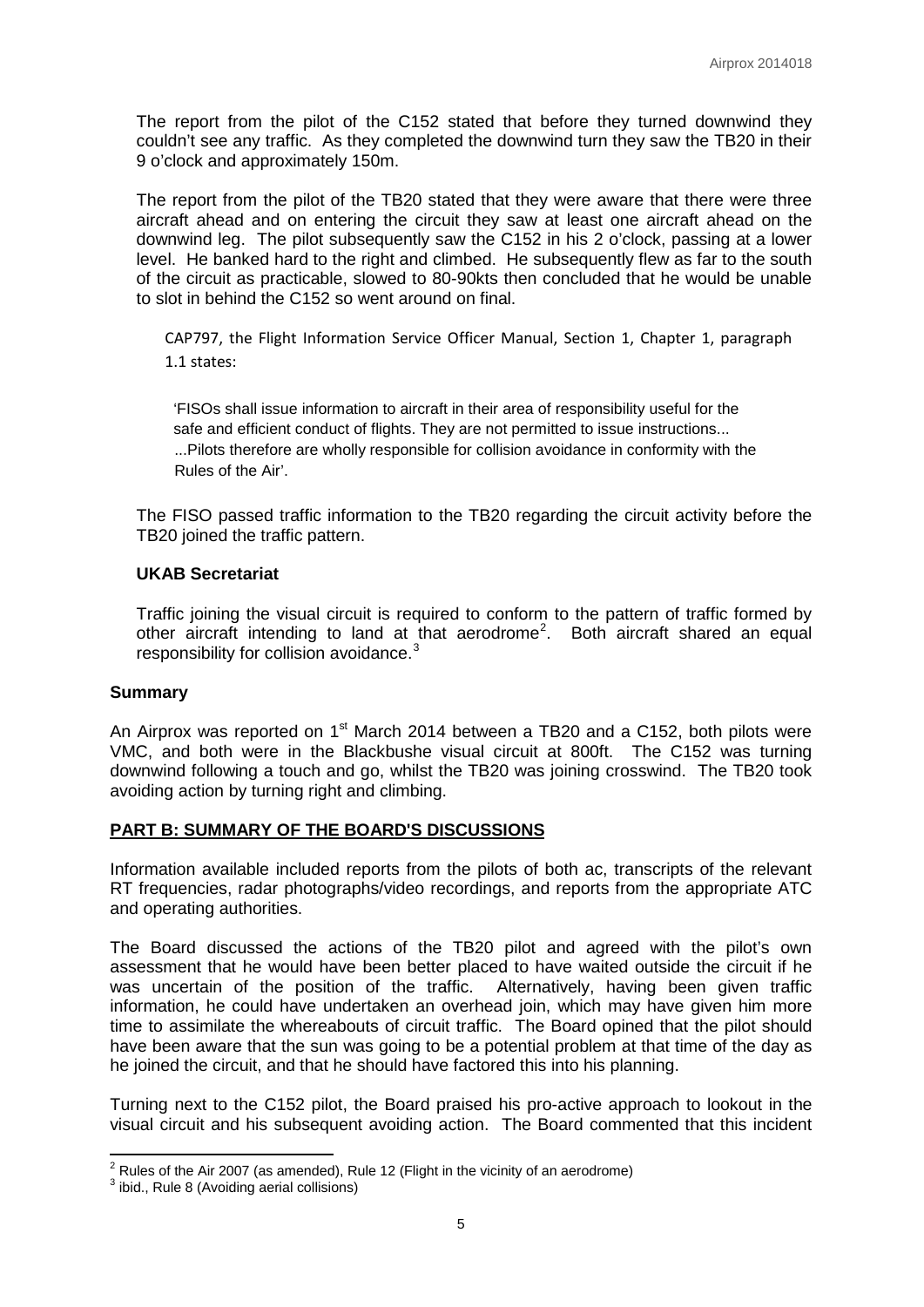The report from the pilot of the C152 stated that before they turned downwind they couldn't see any traffic. As they completed the downwind turn they saw the TB20 in their 9 o'clock and approximately 150m.

The report from the pilot of the TB20 stated that they were aware that there were three aircraft ahead and on entering the circuit they saw at least one aircraft ahead on the downwind leg. The pilot subsequently saw the C152 in his 2 o'clock, passing at a lower level. He banked hard to the right and climbed. He subsequently flew as far to the south of the circuit as practicable, slowed to 80-90kts then concluded that he would be unable to slot in behind the C152 so went around on final.

> CAP797, the Flight Information Service Officer Manual, Section 1, Chapter 1, paragraph 1.1 states:
>
> 'FISOs shall issue information to aircraft in their area of responsibility useful for the safe and efficient conduct of flights. They are not permitted to issue instructions... ...Pilots therefore are wholly responsible for collision avoidance in conformity with the Rules of the Air'.

The FISO passed traffic information to the TB20 regarding the circuit activity before the TB20 joined the traffic pattern.

### UKAB Secretariat

Traffic joining the visual circuit is required to conform to the pattern of traffic formed by other aircraft intending to land at that aerodrome[2]. Both aircraft shared an equal responsibility for collision avoidance.[3]

## Summary

An Airprox was reported on 1st March 2014 between a TB20 and a C152, both pilots were VMC, and both were in the Blackbushe visual circuit at 800ft. The C152 was turning downwind following a touch and go, whilst the TB20 was joining crosswind. The TB20 took avoiding action by turning right and climbing.

## PART B: SUMMARY OF THE BOARD'S DISCUSSIONS

Information available included reports from the pilots of both ac, transcripts of the relevant RT frequencies, radar photographs/video recordings, and reports from the appropriate ATC and operating authorities.

The Board discussed the actions of the TB20 pilot and agreed with the pilot's own assessment that he would have been better placed to have waited outside the circuit if he was uncertain of the position of the traffic. Alternatively, having been given traffic information, he could have undertaken an overhead join, which may have given him more time to assimilate the whereabouts of circuit traffic. The Board opined that the pilot should have been aware that the sun was going to be a potential problem at that time of the day as he joined the circuit, and that he should have factored this into his planning.

Turning next to the C152 pilot, the Board praised his pro-active approach to lookout in the visual circuit and his subsequent avoiding action. The Board commented that this incident

---

[2] Rules of the Air 2007 (as amended), Rule 12 (Flight in the vicinity of an aerodrome)

[3] ibid., Rule 8 (Avoiding aerial collisions)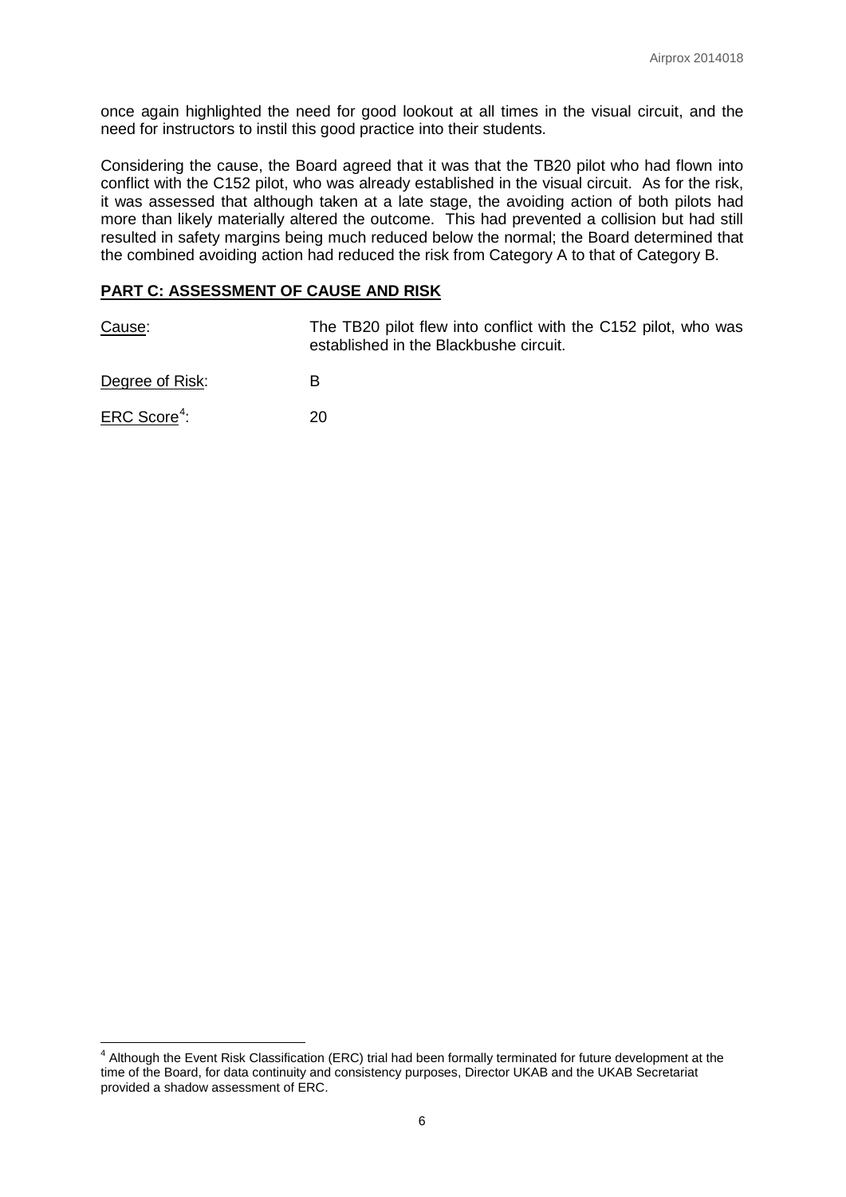once again highlighted the need for good lookout at all times in the visual circuit, and the need for instructors to instil this good practice into their students.

Considering the cause, the Board agreed that it was that the TB20 pilot who had flown into conflict with the C152 pilot, who was already established in the visual circuit. As for the risk, it was assessed that although taken at a late stage, the avoiding action of both pilots had more than likely materially altered the outcome. This had prevented a collision but had still resulted in safety margins being much reduced below the normal; the Board determined that the combined avoiding action had reduced the risk from Category A to that of Category B.

## PART C: ASSESSMENT OF CAUSE AND RISK

Cause: The TB20 pilot flew into conflict with the C152 pilot, who was established in the Blackbushe circuit.

Degree of Risk: B

ERC Score[4]: 20

[4] Although the Event Risk Classification (ERC) trial had been formally terminated for future development at the time of the Board, for data continuity and consistency purposes, Director UKAB and the UKAB Secretariat provided a shadow assessment of ERC.